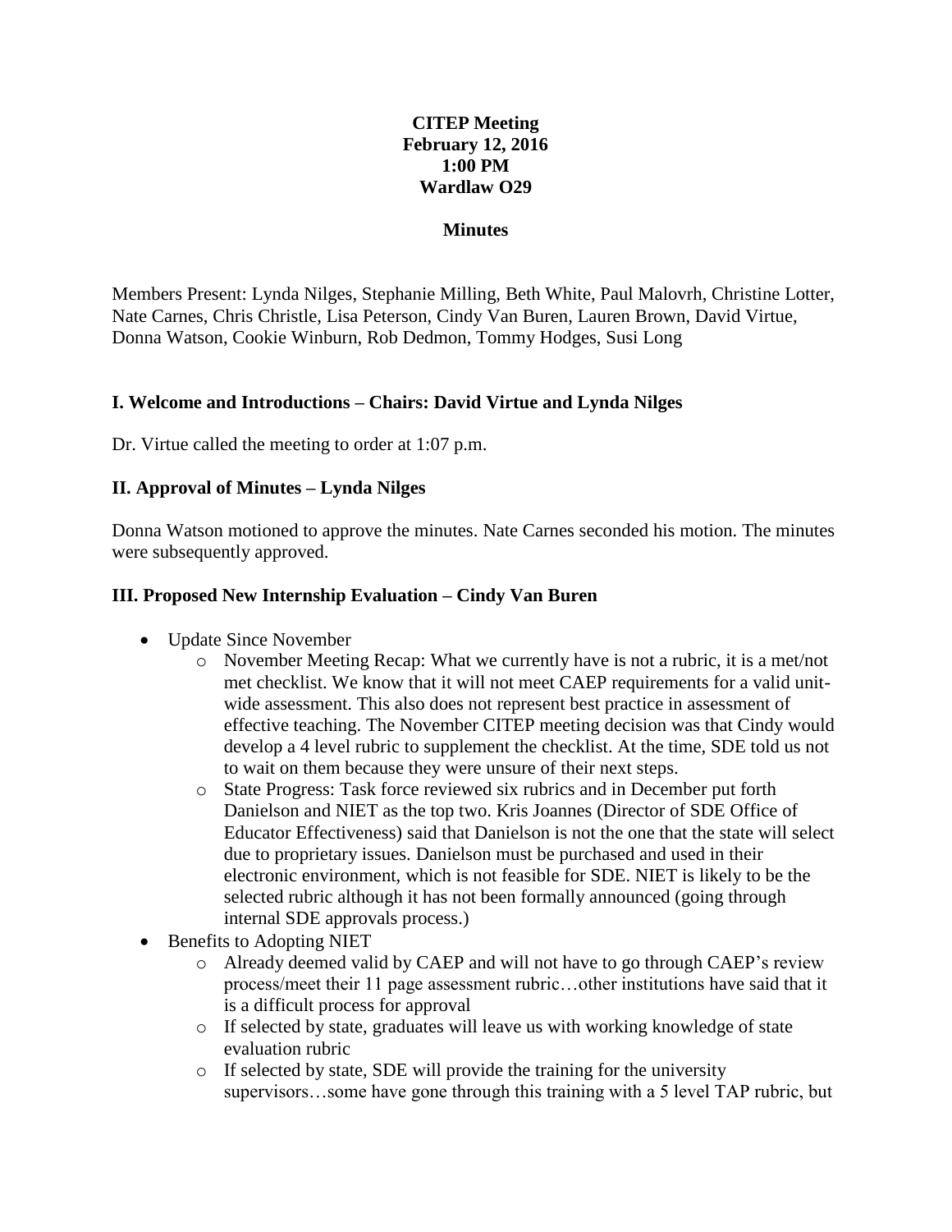**CITEP Meeting**
**February 12, 2016**
**1:00 PM**
**Wardlaw O29**

**Minutes**

Members Present: Lynda Nilges, Stephanie Milling, Beth White, Paul Malovrh, Christine Lotter, Nate Carnes, Chris Christle, Lisa Peterson, Cindy Van Buren, Lauren Brown, David Virtue, Donna Watson, Cookie Winburn, Rob Dedmon, Tommy Hodges, Susi Long

## I. Welcome and Introductions – Chairs: David Virtue and Lynda Nilges

Dr. Virtue called the meeting to order at 1:07 p.m.

## II. Approval of Minutes – Lynda Nilges

Donna Watson motioned to approve the minutes. Nate Carnes seconded his motion. The minutes were subsequently approved.

## III. Proposed New Internship Evaluation – Cindy Van Buren

- Update Since November
  - November Meeting Recap: What we currently have is not a rubric, it is a met/not met checklist. We know that it will not meet CAEP requirements for a valid unit-wide assessment. This also does not represent best practice in assessment of effective teaching. The November CITEP meeting decision was that Cindy would develop a 4 level rubric to supplement the checklist. At the time, SDE told us not to wait on them because they were unsure of their next steps.
  - State Progress: Task force reviewed six rubrics and in December put forth Danielson and NIET as the top two. Kris Joannes (Director of SDE Office of Educator Effectiveness) said that Danielson is not the one that the state will select due to proprietary issues. Danielson must be purchased and used in their electronic environment, which is not feasible for SDE. NIET is likely to be the selected rubric although it has not been formally announced (going through internal SDE approvals process.)
- Benefits to Adopting NIET
  - Already deemed valid by CAEP and will not have to go through CAEP's review process/meet their 11 page assessment rubric…other institutions have said that it is a difficult process for approval
  - If selected by state, graduates will leave us with working knowledge of state evaluation rubric
  - If selected by state, SDE will provide the training for the university supervisors…some have gone through this training with a 5 level TAP rubric, but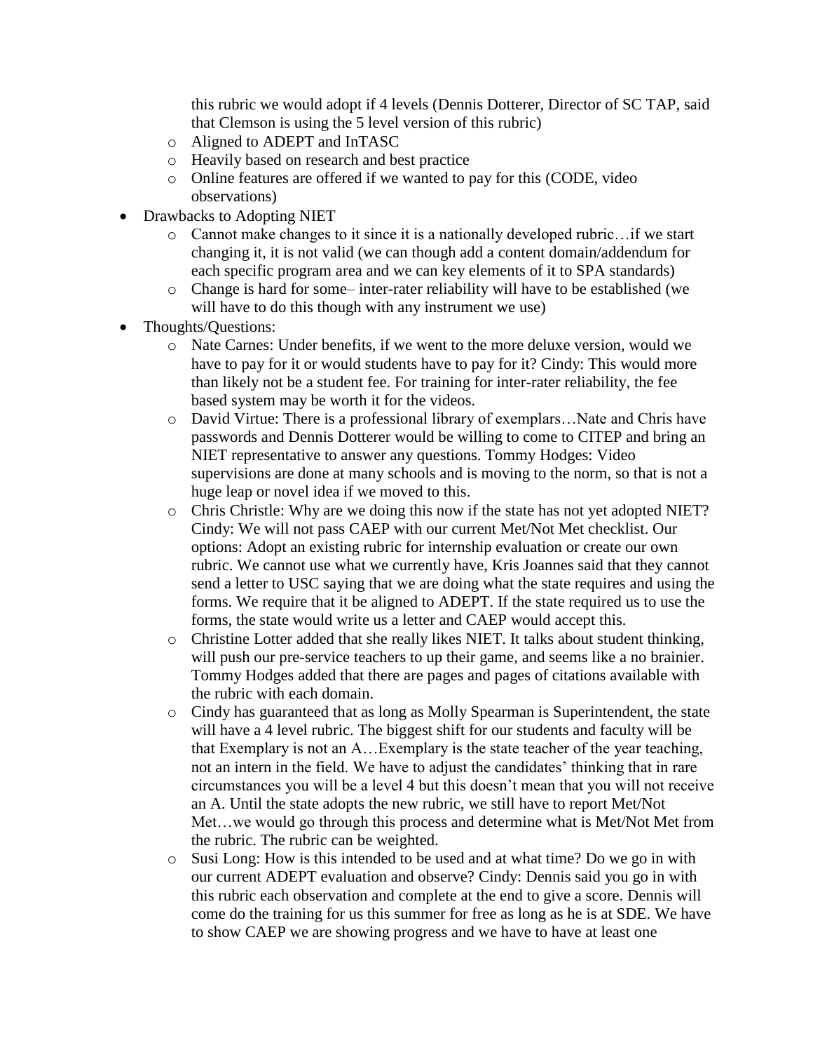this rubric we would adopt if 4 levels (Dennis Dotterer, Director of SC TAP, said that Clemson is using the 5 level version of this rubric)
  - Aligned to ADEPT and InTASC
  - Heavily based on research and best practice
  - Online features are offered if we wanted to pay for this (CODE, video observations)
- Drawbacks to Adopting NIET
  - Cannot make changes to it since it is a nationally developed rubric…if we start changing it, it is not valid (we can though add a content domain/addendum for each specific program area and we can key elements of it to SPA standards)
  - Change is hard for some– inter-rater reliability will have to be established (we will have to do this though with any instrument we use)
- Thoughts/Questions:
  - Nate Carnes: Under benefits, if we went to the more deluxe version, would we have to pay for it or would students have to pay for it? Cindy: This would more than likely not be a student fee. For training for inter-rater reliability, the fee based system may be worth it for the videos.
  - David Virtue: There is a professional library of exemplars…Nate and Chris have passwords and Dennis Dotterer would be willing to come to CITEP and bring an NIET representative to answer any questions. Tommy Hodges: Video supervisions are done at many schools and is moving to the norm, so that is not a huge leap or novel idea if we moved to this.
  - Chris Christle: Why are we doing this now if the state has not yet adopted NIET? Cindy: We will not pass CAEP with our current Met/Not Met checklist. Our options: Adopt an existing rubric for internship evaluation or create our own rubric. We cannot use what we currently have, Kris Joannes said that they cannot send a letter to USC saying that we are doing what the state requires and using the forms. We require that it be aligned to ADEPT. If the state required us to use the forms, the state would write us a letter and CAEP would accept this.
  - Christine Lotter added that she really likes NIET. It talks about student thinking, will push our pre-service teachers to up their game, and seems like a no brainier. Tommy Hodges added that there are pages and pages of citations available with the rubric with each domain.
  - Cindy has guaranteed that as long as Molly Spearman is Superintendent, the state will have a 4 level rubric. The biggest shift for our students and faculty will be that Exemplary is not an A…Exemplary is the state teacher of the year teaching, not an intern in the field. We have to adjust the candidates' thinking that in rare circumstances you will be a level 4 but this doesn't mean that you will not receive an A. Until the state adopts the new rubric, we still have to report Met/Not Met…we would go through this process and determine what is Met/Not Met from the rubric. The rubric can be weighted.
  - Susi Long: How is this intended to be used and at what time? Do we go in with our current ADEPT evaluation and observe? Cindy: Dennis said you go in with this rubric each observation and complete at the end to give a score. Dennis will come do the training for us this summer for free as long as he is at SDE. We have to show CAEP we are showing progress and we have to have at least one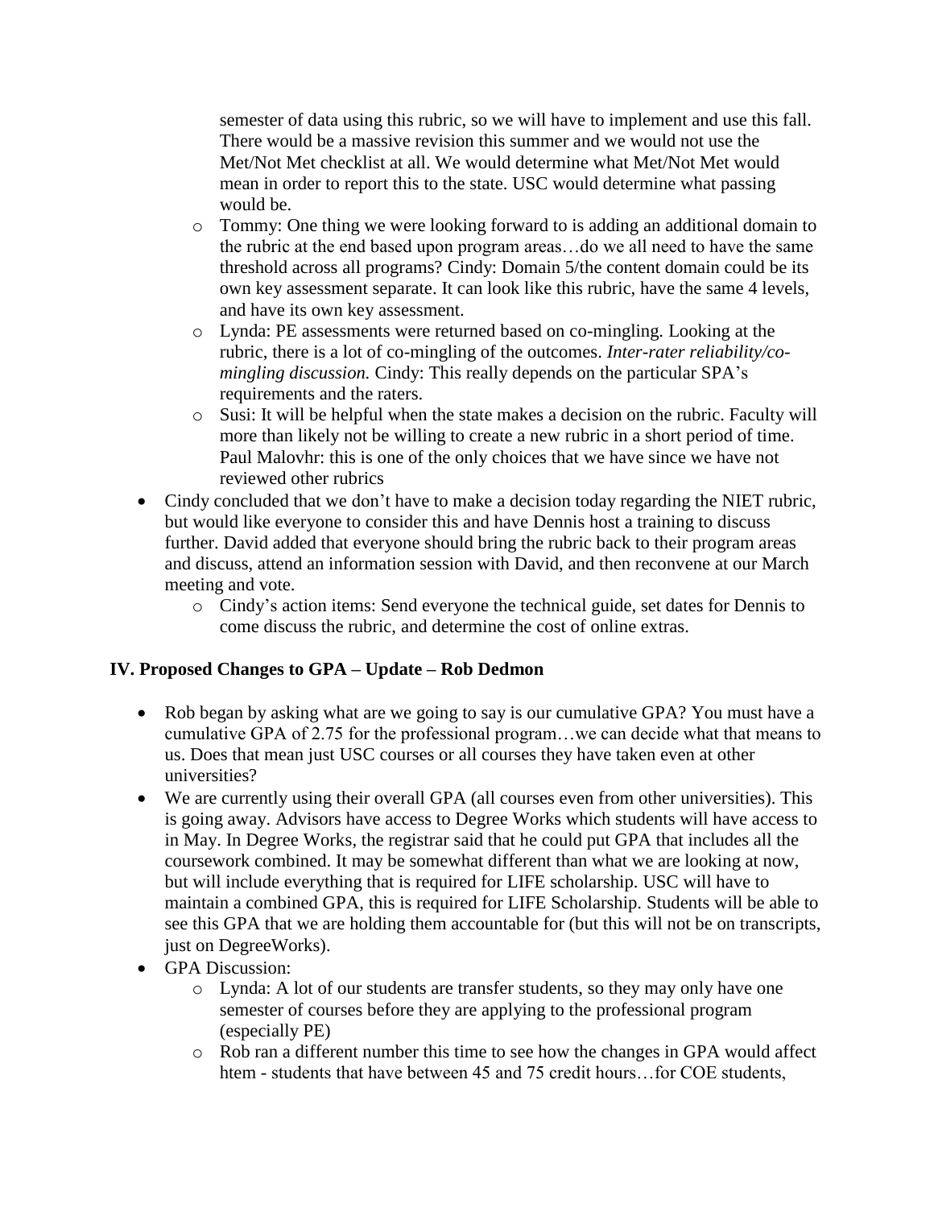semester of data using this rubric, so we will have to implement and use this fall. There would be a massive revision this summer and we would not use the Met/Not Met checklist at all. We would determine what Met/Not Met would mean in order to report this to the state. USC would determine what passing would be.

- Tommy: One thing we were looking forward to is adding an additional domain to the rubric at the end based upon program areas…do we all need to have the same threshold across all programs? Cindy: Domain 5/the content domain could be its own key assessment separate. It can look like this rubric, have the same 4 levels, and have its own key assessment.
- Lynda: PE assessments were returned based on co-mingling. Looking at the rubric, there is a lot of co-mingling of the outcomes. *Inter-rater reliability/co-mingling discussion.* Cindy: This really depends on the particular SPA's requirements and the raters.
- Susi: It will be helpful when the state makes a decision on the rubric. Faculty will more than likely not be willing to create a new rubric in a short period of time. Paul Malovhr: this is one of the only choices that we have since we have not reviewed other rubrics

- Cindy concluded that we don't have to make a decision today regarding the NIET rubric, but would like everyone to consider this and have Dennis host a training to discuss further. David added that everyone should bring the rubric back to their program areas and discuss, attend an information session with David, and then reconvene at our March meeting and vote.
  - Cindy's action items: Send everyone the technical guide, set dates for Dennis to come discuss the rubric, and determine the cost of online extras.

**IV. Proposed Changes to GPA – Update – Rob Dedmon**

- Rob began by asking what are we going to say is our cumulative GPA? You must have a cumulative GPA of 2.75 for the professional program…we can decide what that means to us. Does that mean just USC courses or all courses they have taken even at other universities?
- We are currently using their overall GPA (all courses even from other universities). This is going away. Advisors have access to Degree Works which students will have access to in May. In Degree Works, the registrar said that he could put GPA that includes all the coursework combined. It may be somewhat different than what we are looking at now, but will include everything that is required for LIFE scholarship. USC will have to maintain a combined GPA, this is required for LIFE Scholarship. Students will be able to see this GPA that we are holding them accountable for (but this will not be on transcripts, just on DegreeWorks).
- GPA Discussion:
  - Lynda: A lot of our students are transfer students, so they may only have one semester of courses before they are applying to the professional program (especially PE)
  - Rob ran a different number this time to see how the changes in GPA would affect htem - students that have between 45 and 75 credit hours…for COE students,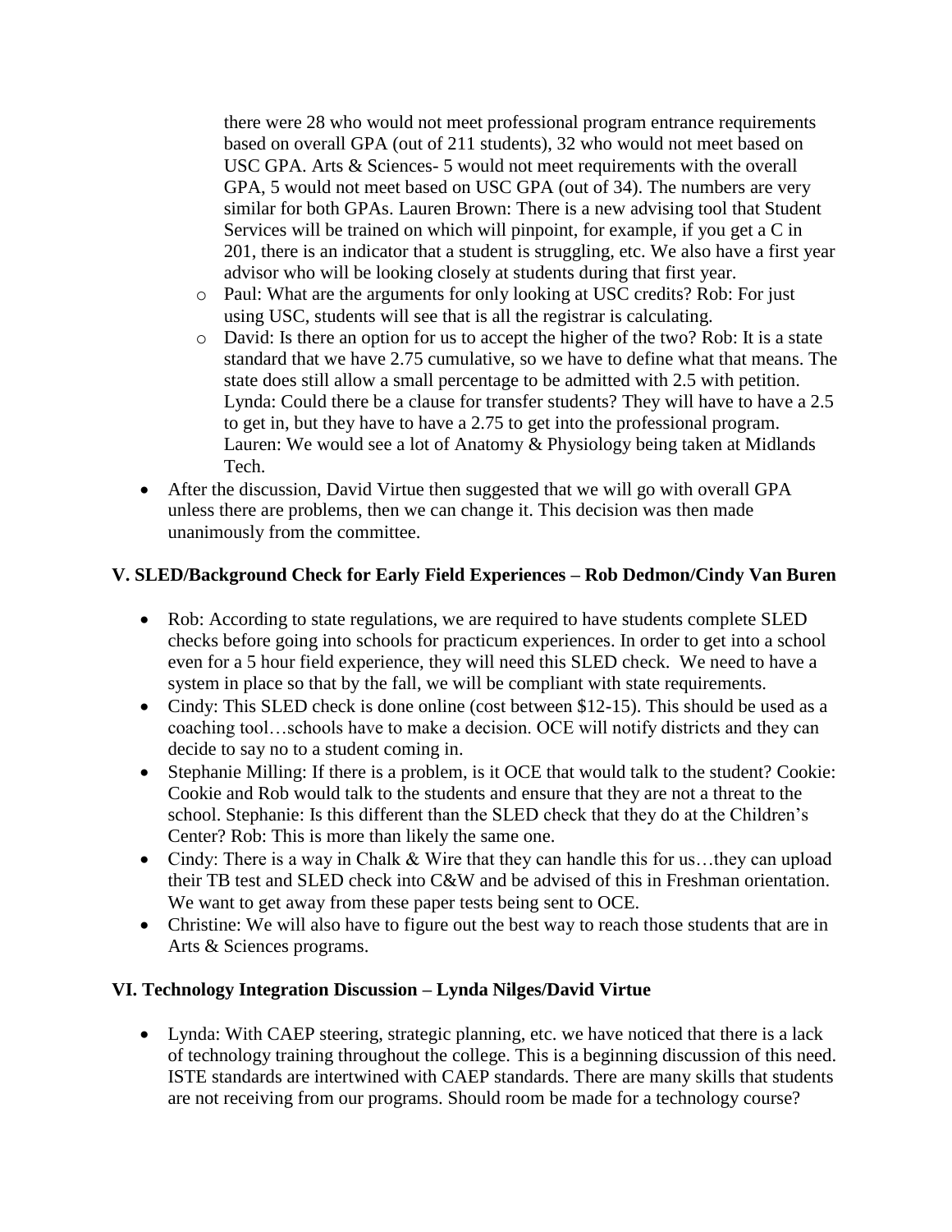there were 28 who would not meet professional program entrance requirements based on overall GPA (out of 211 students), 32 who would not meet based on USC GPA. Arts & Sciences- 5 would not meet requirements with the overall GPA, 5 would not meet based on USC GPA (out of 34). The numbers are very similar for both GPAs. Lauren Brown: There is a new advising tool that Student Services will be trained on which will pinpoint, for example, if you get a C in 201, there is an indicator that a student is struggling, etc. We also have a first year advisor who will be looking closely at students during that first year.

  - Paul: What are the arguments for only looking at USC credits? Rob: For just using USC, students will see that is all the registrar is calculating.
  - David: Is there an option for us to accept the higher of the two? Rob: It is a state standard that we have 2.75 cumulative, so we have to define what that means. The state does still allow a small percentage to be admitted with 2.5 with petition. Lynda: Could there be a clause for transfer students? They will have to have a 2.5 to get in, but they have to have a 2.75 to get into the professional program. Lauren: We would see a lot of Anatomy & Physiology being taken at Midlands Tech.

- After the discussion, David Virtue then suggested that we will go with overall GPA unless there are problems, then we can change it. This decision was then made unanimously from the committee.

### V. SLED/Background Check for Early Field Experiences – Rob Dedmon/Cindy Van Buren

- Rob: According to state regulations, we are required to have students complete SLED checks before going into schools for practicum experiences. In order to get into a school even for a 5 hour field experience, they will need this SLED check. We need to have a system in place so that by the fall, we will be compliant with state requirements.
- Cindy: This SLED check is done online (cost between $12-15). This should be used as a coaching tool…schools have to make a decision. OCE will notify districts and they can decide to say no to a student coming in.
- Stephanie Milling: If there is a problem, is it OCE that would talk to the student? Cookie: Cookie and Rob would talk to the students and ensure that they are not a threat to the school. Stephanie: Is this different than the SLED check that they do at the Children's Center? Rob: This is more than likely the same one.
- Cindy: There is a way in Chalk & Wire that they can handle this for us…they can upload their TB test and SLED check into C&W and be advised of this in Freshman orientation. We want to get away from these paper tests being sent to OCE.
- Christine: We will also have to figure out the best way to reach those students that are in Arts & Sciences programs.

### VI. Technology Integration Discussion – Lynda Nilges/David Virtue

- Lynda: With CAEP steering, strategic planning, etc. we have noticed that there is a lack of technology training throughout the college. This is a beginning discussion of this need. ISTE standards are intertwined with CAEP standards. There are many skills that students are not receiving from our programs. Should room be made for a technology course?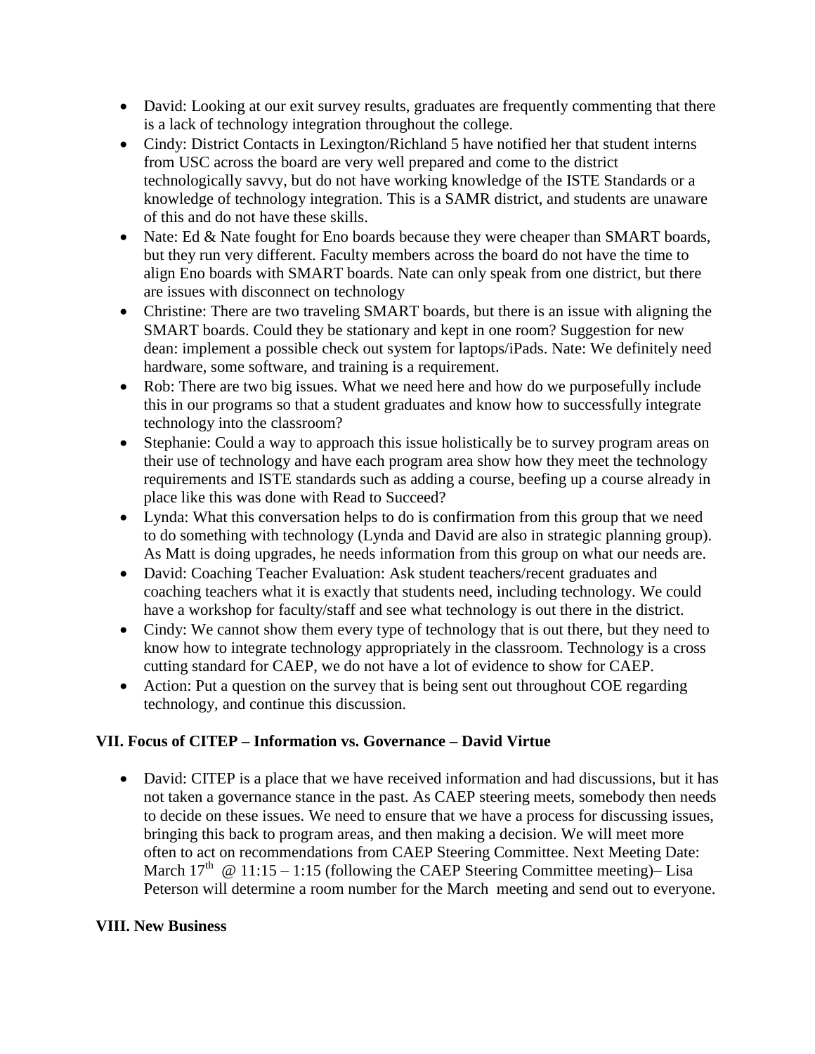- David: Looking at our exit survey results, graduates are frequently commenting that there is a lack of technology integration throughout the college.
- Cindy: District Contacts in Lexington/Richland 5 have notified her that student interns from USC across the board are very well prepared and come to the district technologically savvy, but do not have working knowledge of the ISTE Standards or a knowledge of technology integration. This is a SAMR district, and students are unaware of this and do not have these skills.
- Nate: Ed & Nate fought for Eno boards because they were cheaper than SMART boards, but they run very different. Faculty members across the board do not have the time to align Eno boards with SMART boards. Nate can only speak from one district, but there are issues with disconnect on technology
- Christine: There are two traveling SMART boards, but there is an issue with aligning the SMART boards. Could they be stationary and kept in one room? Suggestion for new dean: implement a possible check out system for laptops/iPads. Nate: We definitely need hardware, some software, and training is a requirement.
- Rob: There are two big issues. What we need here and how do we purposefully include this in our programs so that a student graduates and know how to successfully integrate technology into the classroom?
- Stephanie: Could a way to approach this issue holistically be to survey program areas on their use of technology and have each program area show how they meet the technology requirements and ISTE standards such as adding a course, beefing up a course already in place like this was done with Read to Succeed?
- Lynda: What this conversation helps to do is confirmation from this group that we need to do something with technology (Lynda and David are also in strategic planning group). As Matt is doing upgrades, he needs information from this group on what our needs are.
- David: Coaching Teacher Evaluation: Ask student teachers/recent graduates and coaching teachers what it is exactly that students need, including technology. We could have a workshop for faculty/staff and see what technology is out there in the district.
- Cindy: We cannot show them every type of technology that is out there, but they need to know how to integrate technology appropriately in the classroom. Technology is a cross cutting standard for CAEP, we do not have a lot of evidence to show for CAEP.
- Action: Put a question on the survey that is being sent out throughout COE regarding technology, and continue this discussion.

**VII. Focus of CITEP – Information vs. Governance – David Virtue**

- David: CITEP is a place that we have received information and had discussions, but it has not taken a governance stance in the past. As CAEP steering meets, somebody then needs to decide on these issues. We need to ensure that we have a process for discussing issues, bringing this back to program areas, and then making a decision. We will meet more often to act on recommendations from CAEP Steering Committee. Next Meeting Date: March 17th @ 11:15 – 1:15 (following the CAEP Steering Committee meeting)– Lisa Peterson will determine a room number for the March meeting and send out to everyone.

**VIII. New Business**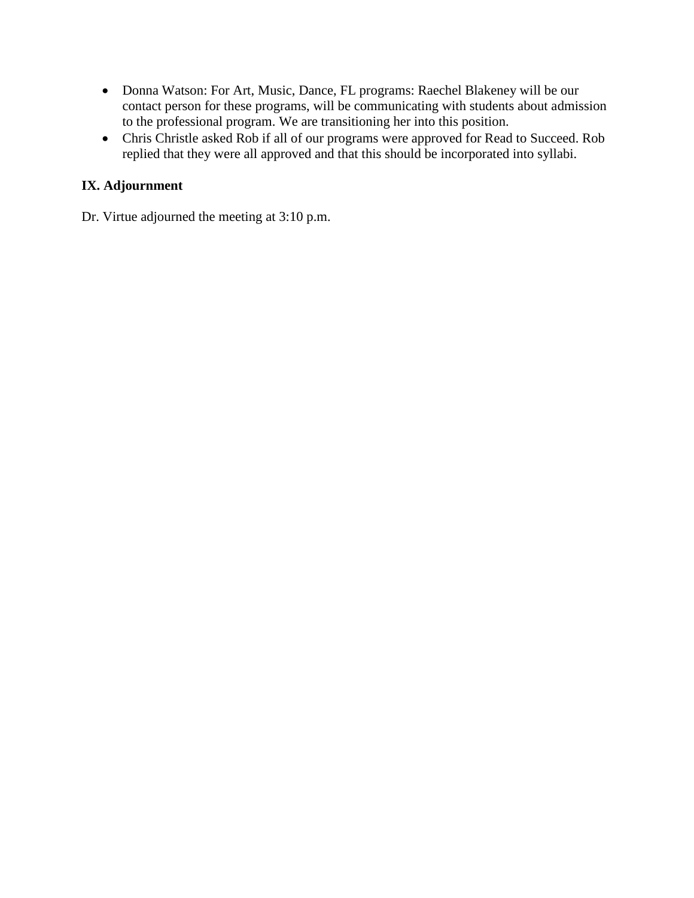- Donna Watson: For Art, Music, Dance, FL programs: Raechel Blakeney will be our contact person for these programs, will be communicating with students about admission to the professional program. We are transitioning her into this position.
- Chris Christle asked Rob if all of our programs were approved for Read to Succeed. Rob replied that they were all approved and that this should be incorporated into syllabi.

## IX. Adjournment

Dr. Virtue adjourned the meeting at 3:10 p.m.